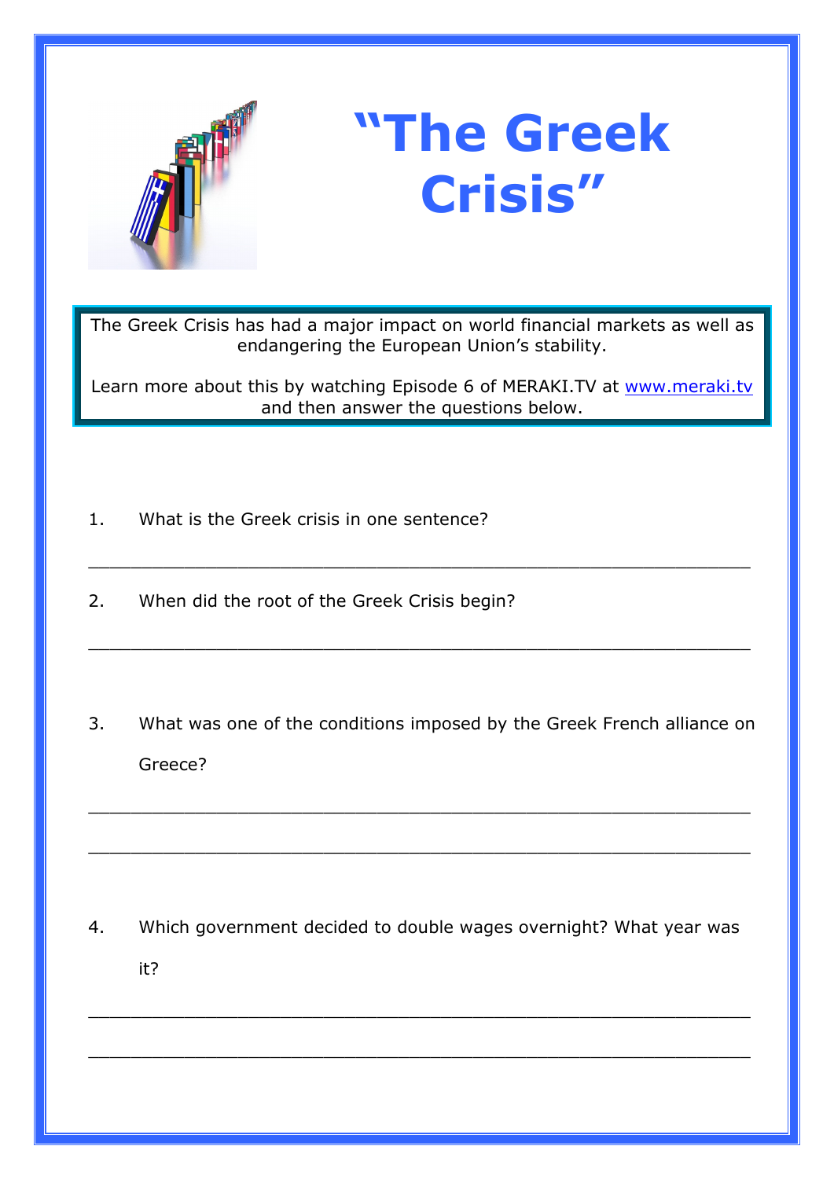# "The Greek Crisis"

The Greek Crisis has had a major impact on world financial markets as well as endangering the European Union's stability.

Learn more about this by watching Episode 6 of MERAKI.TV at [www.meraki.tv](www.meraki.tv) and then answer the questions below.

1. What is the Greek crisis in one sentence?

_______________________________________________________________

2. When did the root of the Greek Crisis begin?

_______________________________________________________________

3. What was one of the conditions imposed by the Greek French alliance on Greece?

_______________________________________________________________

_______________________________________________________________

4. Which government decided to double wages overnight? What year was it?

_______________________________________________________________

_______________________________________________________________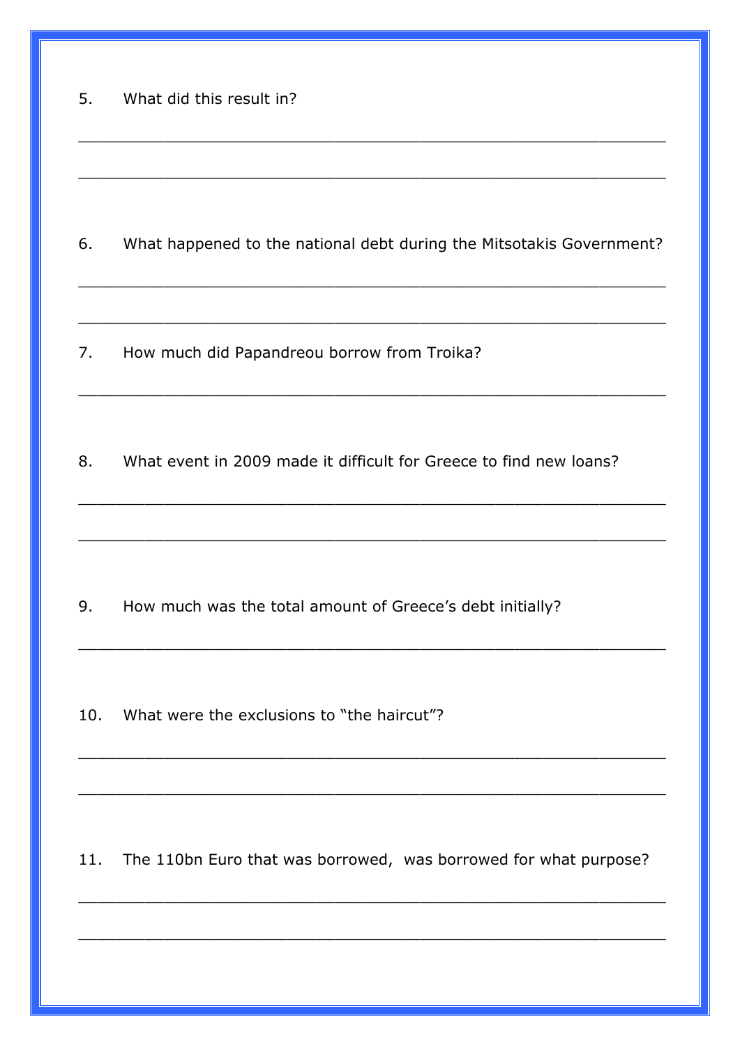5. What did this result in?

_______________________________________________________________

_______________________________________________________________

6. What happened to the national debt during the Mitsotakis Government?

_______________________________________________________________

_______________________________________________________________

7. How much did Papandreou borrow from Troika?

_______________________________________________________________

8. What event in 2009 made it difficult for Greece to find new loans?

_______________________________________________________________

_______________________________________________________________

9. How much was the total amount of Greece's debt initially?

_______________________________________________________________

10. What were the exclusions to "the haircut"?

_______________________________________________________________

_______________________________________________________________

11. The 110bn Euro that was borrowed, was borrowed for what purpose?

_______________________________________________________________

_______________________________________________________________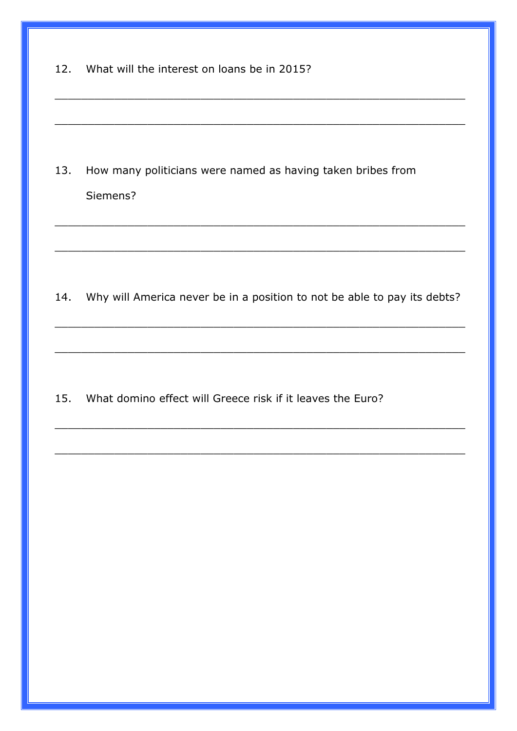12. What will the interest on loans be in 2015?

\_\_\_\_\_\_\_\_\_\_\_\_\_\_\_\_\_\_\_\_\_\_\_\_\_\_\_\_\_\_\_\_\_\_\_\_\_\_\_\_\_\_\_\_\_\_\_\_\_\_\_\_\_\_\_\_\_\_\_\_

\_\_\_\_\_\_\_\_\_\_\_\_\_\_\_\_\_\_\_\_\_\_\_\_\_\_\_\_\_\_\_\_\_\_\_\_\_\_\_\_\_\_\_\_\_\_\_\_\_\_\_\_\_\_\_\_\_\_\_\_

13. How many politicians were named as having taken bribes from Siemens?

\_\_\_\_\_\_\_\_\_\_\_\_\_\_\_\_\_\_\_\_\_\_\_\_\_\_\_\_\_\_\_\_\_\_\_\_\_\_\_\_\_\_\_\_\_\_\_\_\_\_\_\_\_\_\_\_\_\_\_\_

\_\_\_\_\_\_\_\_\_\_\_\_\_\_\_\_\_\_\_\_\_\_\_\_\_\_\_\_\_\_\_\_\_\_\_\_\_\_\_\_\_\_\_\_\_\_\_\_\_\_\_\_\_\_\_\_\_\_\_\_

14. Why will America never be in a position to not be able to pay its debts?

\_\_\_\_\_\_\_\_\_\_\_\_\_\_\_\_\_\_\_\_\_\_\_\_\_\_\_\_\_\_\_\_\_\_\_\_\_\_\_\_\_\_\_\_\_\_\_\_\_\_\_\_\_\_\_\_\_\_\_\_

\_\_\_\_\_\_\_\_\_\_\_\_\_\_\_\_\_\_\_\_\_\_\_\_\_\_\_\_\_\_\_\_\_\_\_\_\_\_\_\_\_\_\_\_\_\_\_\_\_\_\_\_\_\_\_\_\_\_\_\_

15. What domino effect will Greece risk if it leaves the Euro?

\_\_\_\_\_\_\_\_\_\_\_\_\_\_\_\_\_\_\_\_\_\_\_\_\_\_\_\_\_\_\_\_\_\_\_\_\_\_\_\_\_\_\_\_\_\_\_\_\_\_\_\_\_\_\_\_\_\_\_\_

\_\_\_\_\_\_\_\_\_\_\_\_\_\_\_\_\_\_\_\_\_\_\_\_\_\_\_\_\_\_\_\_\_\_\_\_\_\_\_\_\_\_\_\_\_\_\_\_\_\_\_\_\_\_\_\_\_\_\_\_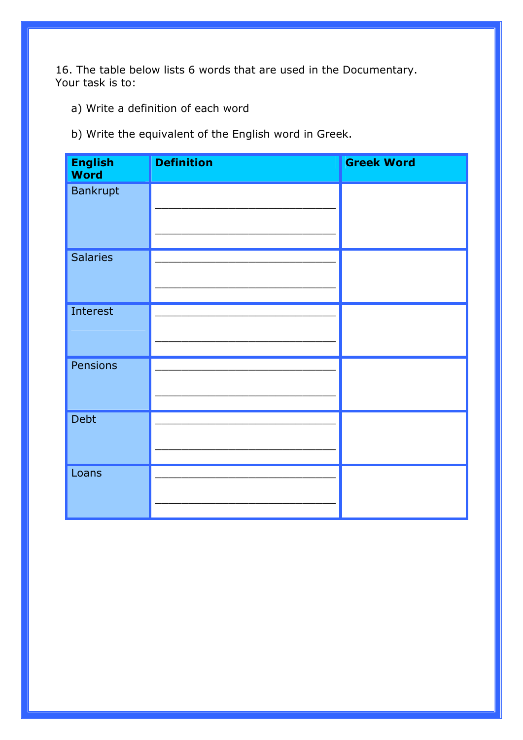16. The table below lists 6 words that are used in the Documentary. Your task is to:

a) Write a definition of each word

b) Write the equivalent of the English word in Greek.

| English Word | Definition | Greek Word |
|---|---|---|
| Bankrupt | ____________________________ ____________________________ | |
| Salaries | ____________________________ ____________________________ | |
| Interest | ____________________________ ____________________________ | |
| Pensions | ____________________________ ____________________________ | |
| Debt | ____________________________ ____________________________ | |
| Loans | ____________________________ ____________________________ | |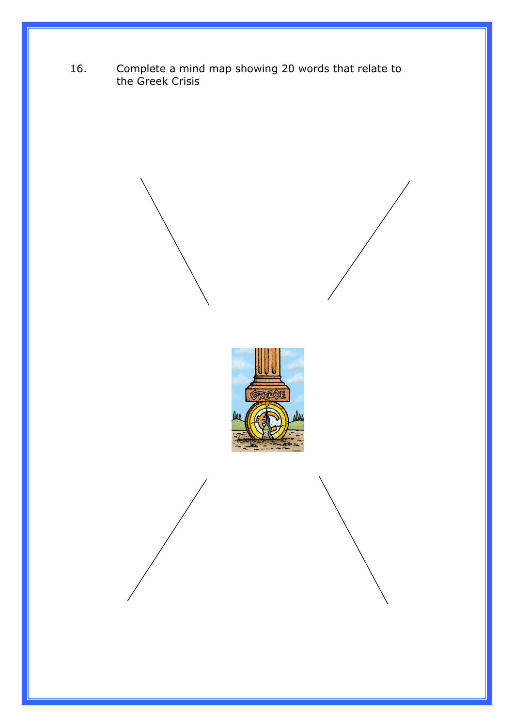16. Complete a mind map showing 20 words that relate to the Greek Crisis